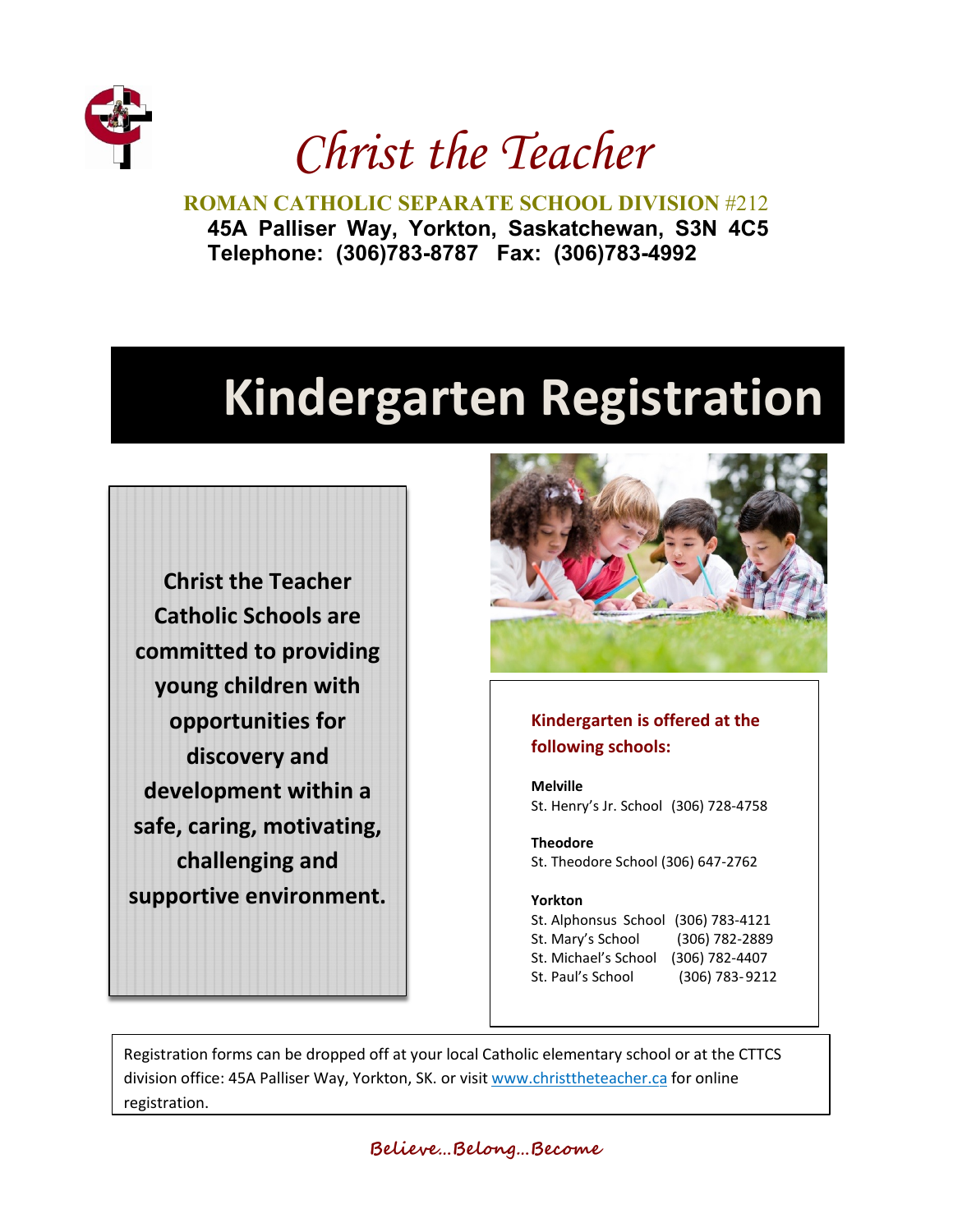# Christ the Teacher

**ROMAN CATHOLIC SEPARATE SCHOOL DIVISION #212**
**45A Palliser Way, Yorkton, Saskatchewan, S3N 4C5**
**Telephone: (306)783-8787 Fax: (306)783-4992**

# Kindergarten Registration

**Christ the Teacher Catholic Schools are committed to providing young children with opportunities for discovery and development within a safe, caring, motivating, challenging and supportive environment.**

**Kindergarten is offered at the following schools:**

**Melville**
St. Henry's Jr. School (306) 728-4758

**Theodore**
St. Theodore School (306) 647-2762

**Yorkton**
St. Alphonsus School (306) 783-4121
St. Mary's School (306) 782-2889
St. Michael's School (306) 782-4407
St. Paul's School (306) 783-9212

Registration forms can be dropped off at your local Catholic elementary school or at the CTTCS division office: 45A Palliser Way, Yorkton, SK. or visit www.christtheteacher.ca for online registration.

*Believe...Belong...Become*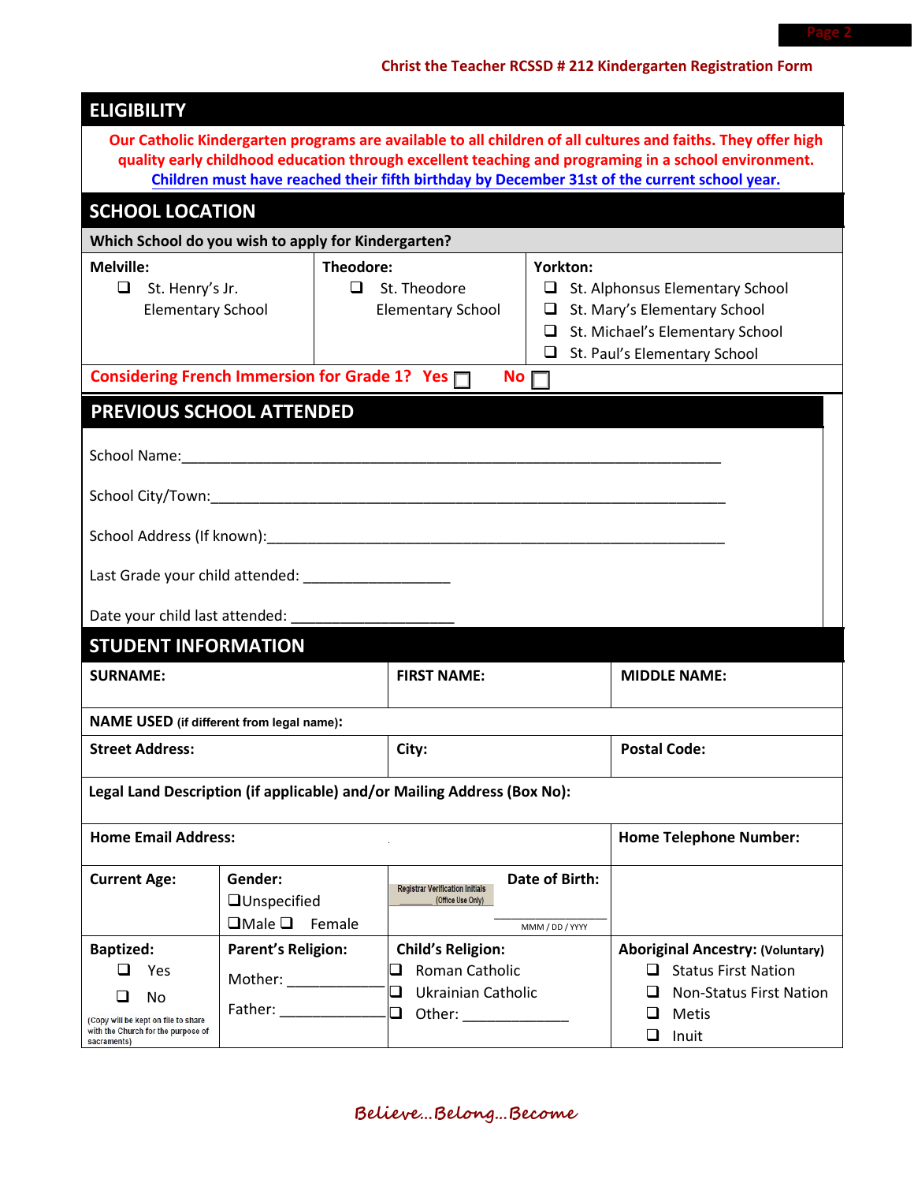Christ the Teacher RCSSD # 212 Kindergarten Registration Form

## ELIGIBILITY

**Our Catholic Kindergarten programs are available to all children of all cultures and faiths. They offer high quality early childhood education through excellent teaching and programing in a school environment.**

**Children must have reached their fifth birthday by December 31st of the current school year.**

## SCHOOL LOCATION

**Which School do you wish to apply for Kindergarten?**

| **Melville:** | **Theodore:** | **Yorkton:** |
|---|---|---|
| ❑ St. Henry's Jr. Elementary School | ❑ St. Theodore Elementary School | ❑ St. Alphonsus Elementary School<br>❑ St. Mary's Elementary School<br>❑ St. Michael's Elementary School<br>❑ St. Paul's Elementary School |

**Considering French Immersion for Grade 1? Yes ☐ No ☐**

## PREVIOUS SCHOOL ATTENDED

School Name:_______________________________________________________________________

School City/Town:____________________________________________________________________

School Address (If known):_____________________________________________________________

Last Grade your child attended: ___________________

Date your child last attended: _____________________

## STUDENT INFORMATION

| **SURNAME:** | | **FIRST NAME:** | **MIDDLE NAME:** |
|---|---|---|---|
| **NAME USED (if different from legal name):** | | | |
| **Street Address:** | | **City:** | **Postal Code:** |
| **Legal Land Description (if applicable) and/or Mailing Address (Box No):** | | | |
| **Home Email Address:** | | | **Home Telephone Number:** |
| **Current Age:** | **Gender:**<br>❑Unspecified<br>❑Male ❑ Female | **Date of Birth:**<br>Registrar Verification Initials (Office Use Only)<br>__________<br>MMM / DD / YYYY | |
| **Baptized:**<br>❑ Yes<br>❑ No<br>(Copy will be kept on file to share with the Church for the purpose of sacraments) | **Parent's Religion:**<br>Mother: ____________<br>Father: _____________ | **Child's Religion:**<br>❑ Roman Catholic<br>❑ Ukrainian Catholic<br>❑ Other: _____________ | **Aboriginal Ancestry: (Voluntary)**<br>❑ Status First Nation<br>❑ Non-Status First Nation<br>❑ Metis<br>❑ Inuit |

*Believe...Belong...Become*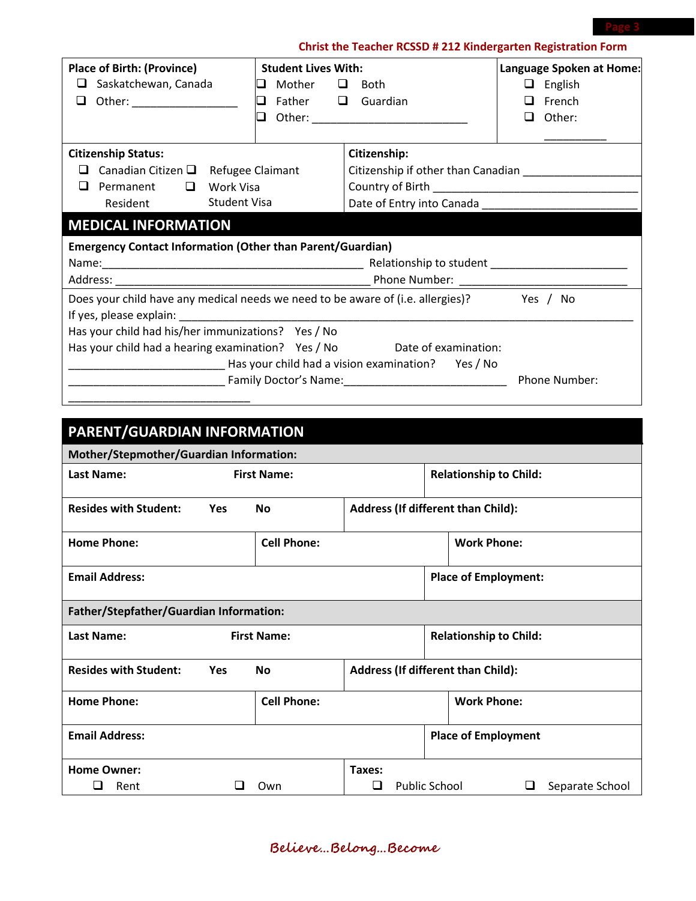**Christ the Teacher RCSSD # 212 Kindergarten Registration Form**

| **Place of Birth: (Province)** | **Student Lives With:** | **Language Spoken at Home:** |
|---|---|---|
| ❑ Saskatchewan, Canada<br>❑ Other: _________________ | ❑ Mother ❑ Both<br>❑ Father ❑ Guardian<br>❑ Other: __________________________ | ❑ English<br>❑ French<br>❑ Other: __________ |

| **Citizenship Status:** | **Citizenship:** |
|---|---|
| ❑ Canadian Citizen ❑ Refugee Claimant<br>❑ Permanent Resident ❑ Work Visa Student Visa | Citizenship if other than Canadian ___________________<br>Country of Birth ___________________________________<br>Date of Entry into Canada _________________________ |

## MEDICAL INFORMATION

**Emergency Contact Information (Other than Parent/Guardian)**

Name:____________________________________________ Relationship to student ______________________

Address: ___________________________________________ Phone Number: ____________________________

Does your child have any medical needs we need to be aware of (i.e. allergies)? Yes / No

If yes, please explain: ______________________________________________________________________________

Has your child had his/her immunizations? Yes / No

Has your child had a hearing examination? Yes / No Date of examination: __________________________

Has your child had a vision examination? Yes / No __________________________

Family Doctor's Name:___________________________ Phone Number: ______________________________

## PARENT/GUARDIAN INFORMATION

**Mother/Stepmother/Guardian Information:**

| **Last Name:** | **First Name:** | **Relationship to Child:** |
|---|---|---|
| **Resides with Student:** Yes No | **Address (If different than Child):** | |
| **Home Phone:** | **Cell Phone:** | **Work Phone:** |
| **Email Address:** | | **Place of Employment:** |

**Father/Stepfather/Guardian Information:**

| **Last Name:** | **First Name:** | **Relationship to Child:** |
|---|---|---|
| **Resides with Student:** Yes No | **Address (If different than Child):** | |
| **Home Phone:** | **Cell Phone:** | **Work Phone:** |
| **Email Address:** | | **Place of Employment** |

| **Home Owner:** | **Taxes:** |
|---|---|
| ❑ Rent ❑ Own | ❑ Public School ❑ Separate School |

*Believe…Belong…Become*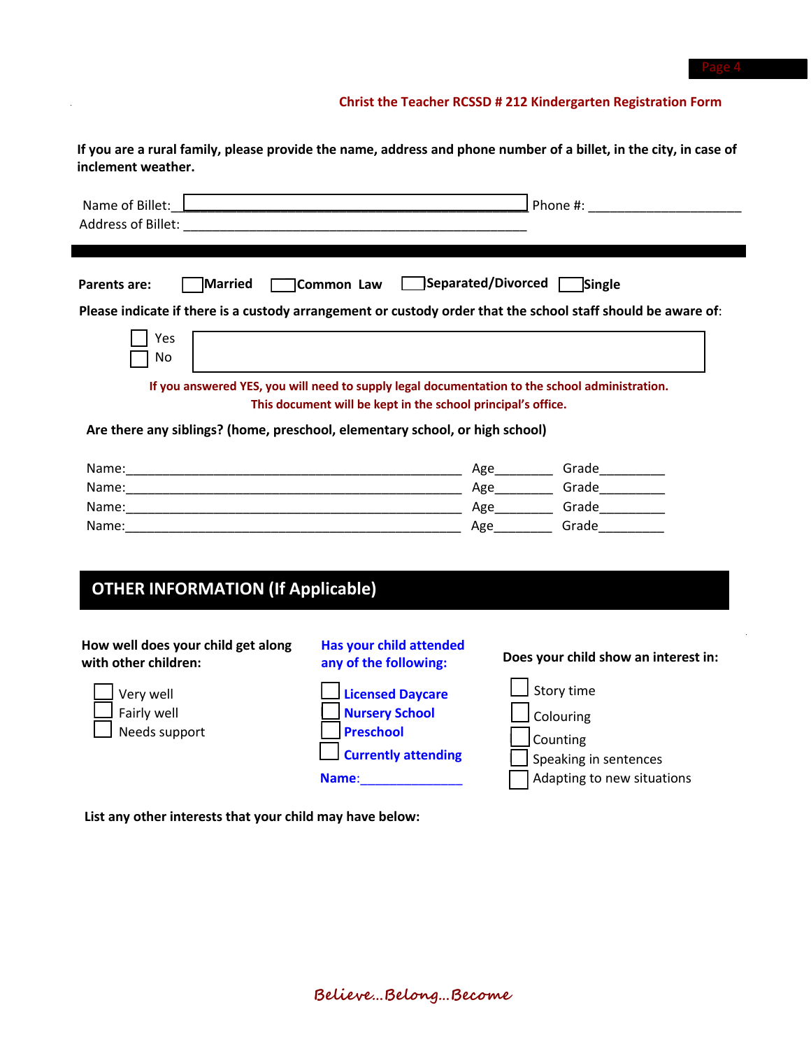**Christ the Teacher RCSSD # 212 Kindergarten Registration Form**

**If you are a rural family, please provide the name, address and phone number of a billet, in the city, in case of inclement weather.**

Name of Billet: ________________________________________ Phone #: ____________________

Address of Billet: ________________________________________

**Parents are:** ☐ **Married** ☐ **Common Law** ☐ **Separated/Divorced** ☐ **Single**

**Please indicate if there is a custody arrangement or custody order that the school staff should be aware of:**

☐ Yes
☐ No

**If you answered YES, you will need to supply legal documentation to the school administration. This document will be kept in the school principal's office.**

**Are there any siblings? (home, preschool, elementary school, or high school)**

Name:________________________________________ Age________ Grade_________
Name:________________________________________ Age________ Grade_________
Name:________________________________________ Age________ Grade_________
Name:________________________________________ Age________ Grade_________

## OTHER INFORMATION (If Applicable)

**How well does your child get along with other children:**

☐ Very well
☐ Fairly well
☐ Needs support

**Has your child attended any of the following:**

☐ **Licensed Daycare**
☐ **Nursery School**
☐ **Preschool**
☐ **Currently attending**

**Name**:______________

**Does your child show an interest in:**

☐ Story time
☐ Colouring
☐ Counting
☐ Speaking in sentences
☐ Adapting to new situations

**List any other interests that your child may have below:**

*Believe…Belong…Become*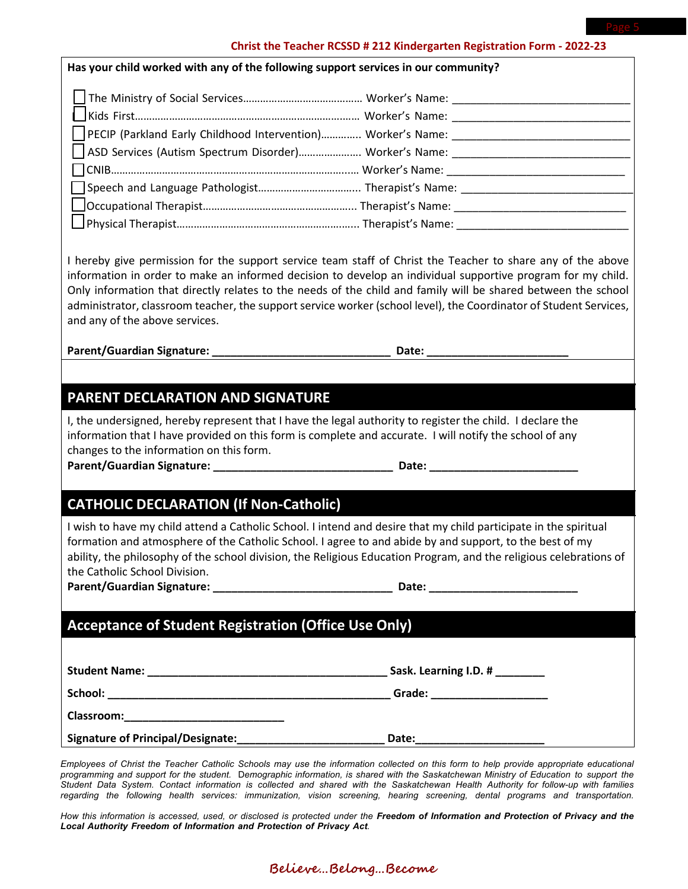**Has your child worked with any of the following support services in our community?**

- ☐ The Ministry of Social Services………………………………… Worker's Name: ____________________________
- ☐ Kids First…………………………………………………………… Worker's Name: ____________________________
- ☐ PECIP (Parkland Early Childhood Intervention)…………. Worker's Name: ____________________________
- ☐ ASD Services (Autism Spectrum Disorder)………………… Worker's Name: ____________________________
- ☐ CNIB…………………………………………………………………… Worker's Name: ____________________________
- ☐ Speech and Language Pathologist……………………………. Therapist's Name: ____________________________
- ☐ Occupational Therapist……………………………………………. Therapist's Name: ____________________________
- ☐ Physical Therapist……………………………………………………. Therapist's Name: ____________________________

I hereby give permission for the support service team staff of Christ the Teacher to share any of the above information in order to make an informed decision to develop an individual supportive program for my child. Only information that directly relates to the needs of the child and family will be shared between the school administrator, classroom teacher, the support service worker (school level), the Coordinator of Student Services, and any of the above services.

**Parent/Guardian Signature: ____________________________ Date: ______________________**

## PARENT DECLARATION AND SIGNATURE

I, the undersigned, hereby represent that I have the legal authority to register the child. I declare the information that I have provided on this form is complete and accurate. I will notify the school of any changes to the information on this form.

**Parent/Guardian Signature: ____________________________ Date: ______________________**

## CATHOLIC DECLARATION (If Non-Catholic)

I wish to have my child attend a Catholic School. I intend and desire that my child participate in the spiritual formation and atmosphere of the Catholic School. I agree to and abide by and support, to the best of my ability, the philosophy of the school division, the Religious Education Program, and the religious celebrations of the Catholic School Division.

**Parent/Guardian Signature: ____________________________ Date: ______________________**

## Acceptance of Student Registration (Office Use Only)

**Student Name: ______________________________________ Sask. Learning I.D. # ________**

**School: ____________________________________________ Grade: __________________**

**Classroom: __________________________**

**Signature of Principal/Designate: ________________________ Date: ____________________**

*Employees of Christ the Teacher Catholic Schools may use the information collected on this form to help provide appropriate educational programming and support for the student. Demographic information, is shared with the Saskatchewan Ministry of Education to support the Student Data System. Contact information is collected and shared with the Saskatchewan Health Authority for follow-up with families regarding the following health services: immunization, vision screening, hearing screening, dental programs and transportation.*

*How this information is accessed, used, or disclosed is protected under the **Freedom of Information and Protection of Privacy and the Local Authority Freedom of Information and Protection of Privacy Act**.*

*Believe…Belong…Become*